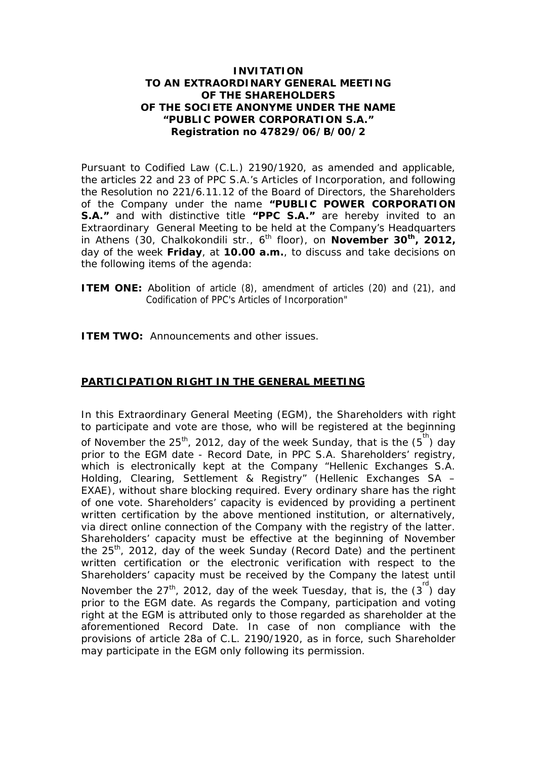**INVITATION**
**TO AN EXTRAORDINARY GENERAL MEETING**
**OF THE SHAREHOLDERS**
**OF THE SOCIETE ANONYME UNDER THE NAME**
**"PUBLIC POWER CORPORATION S.A."**
**Registration no 47829/06/B/00/2**

Pursuant to Codified Law (C.L.) 2190/1920, as amended and applicable, the articles 22 and 23 of PPC S.A.'s Articles of Incorporation, and following the Resolution no 221/6.11.12 of the Board of Directors, the Shareholders of the Company under the name **"PUBLIC POWER CORPORATION S.A."** and with distinctive title **"PPC S.A."** are hereby invited to an Extraordinary General Meeting to be held at the Company's Headquarters in Athens (30, Chalkokondili str., 6th floor), on **November 30th, 2012,** day of the week **Friday**, at **10.00 a.m.**, to discuss and take decisions on the following items of the agenda:

**ITEM ONE:** Abolition of article (8), amendment of articles (20) and (21), and Codification of PPC's Articles of Incorporation"

**ITEM TWO:** Announcements and other issues.

## PARTICIPATION RIGHT IN THE GENERAL MEETING

In this Extraordinary General Meeting (EGM), the Shareholders with right to participate and vote are those, who will be registered at the beginning of November the 25th, 2012, day of the week Sunday, that is the (5th) day prior to the EGM date - Record Date, in PPC S.A. Shareholders' registry, which is electronically kept at the Company "Hellenic Exchanges S.A. Holding, Clearing, Settlement & Registry" (Hellenic Exchanges SA – EXAE), without share blocking required. Every ordinary share has the right of one vote. Shareholders' capacity is evidenced by providing a pertinent written certification by the above mentioned institution, or alternatively, via direct online connection of the Company with the registry of the latter. Shareholders' capacity must be effective at the beginning of November the 25th, 2012, day of the week Sunday (Record Date) and the pertinent written certification or the electronic verification with respect to the Shareholders' capacity must be received by the Company the latest until November the 27th, 2012, day of the week Tuesday, that is, the (3rd) day prior to the EGM date. As regards the Company, participation and voting right at the EGM is attributed only to those regarded as shareholder at the aforementioned Record Date. In case of non compliance with the provisions of article 28a of C.L. 2190/1920, as in force, such Shareholder may participate in the EGM only following its permission.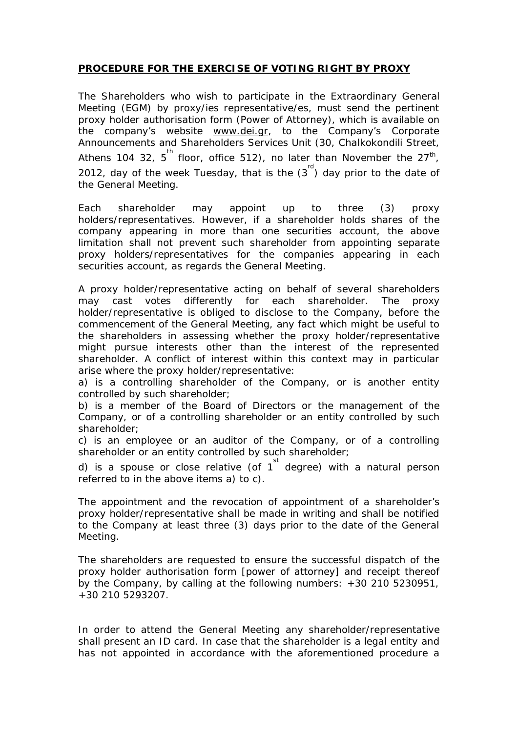**PROCEDURE FOR THE EXERCISE OF VOTING RIGHT BY PROXY**

The Shareholders who wish to participate in the Extraordinary General Meeting (EGM) by proxy/ies representative/es, must send the pertinent proxy holder authorisation form (Power of Attorney), which is available on the company's website www.dei.gr, to the Company's Corporate Announcements and Shareholders Services Unit (30, Chalkokondili Street, Athens 104 32, 5th floor, office 512), no later than November the 27th, 2012, day of the week Tuesday, that is the (3rd) day prior to the date of the General Meeting.

Each shareholder may appoint up to three (3) proxy holders/representatives. However, if a shareholder holds shares of the company appearing in more than one securities account, the above limitation shall not prevent such shareholder from appointing separate proxy holders/representatives for the companies appearing in each securities account, as regards the General Meeting.

A proxy holder/representative acting on behalf of several shareholders may cast votes differently for each shareholder. The proxy holder/representative is obliged to disclose to the Company, before the commencement of the General Meeting, any fact which might be useful to the shareholders in assessing whether the proxy holder/representative might pursue interests other than the interest of the represented shareholder. A conflict of interest within this context may in particular arise where the proxy holder/representative:

a) is a controlling shareholder of the Company, or is another entity controlled by such shareholder;

b) is a member of the Board of Directors or the management of the Company, or of a controlling shareholder or an entity controlled by such shareholder;

c) is an employee or an auditor of the Company, or of a controlling shareholder or an entity controlled by such shareholder;

d) is a spouse or close relative (of 1st degree) with a natural person referred to in the above items a) to c).

The appointment and the revocation of appointment of a shareholder's proxy holder/representative shall be made in writing and shall be notified to the Company at least three (3) days prior to the date of the General Meeting.

The shareholders are requested to ensure the successful dispatch of the proxy holder authorisation form [power of attorney] and receipt thereof by the Company, by calling at the following numbers: +30 210 5230951, +30 210 5293207.

In order to attend the General Meeting any shareholder/representative shall present an ID card. In case that the shareholder is a legal entity and has not appointed in accordance with the aforementioned procedure a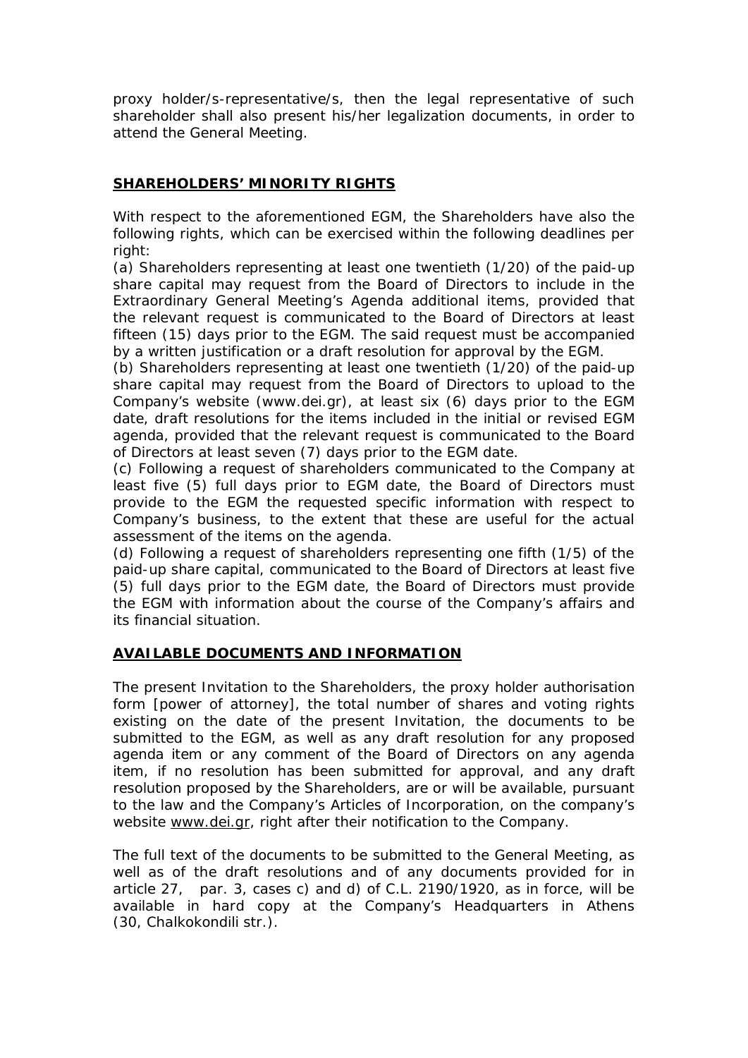proxy holder/s-representative/s, then the legal representative of such shareholder shall also present his/her legalization documents, in order to attend the General Meeting.

## SHAREHOLDERS' MINORITY RIGHTS

With respect to the aforementioned EGM, the Shareholders have also the following rights, which can be exercised within the following deadlines per right:

(a) Shareholders representing at least one twentieth (1/20) of the paid-up share capital may request from the Board of Directors to include in the Extraordinary General Meeting's Agenda additional items, provided that the relevant request is communicated to the Board of Directors at least fifteen (15) days prior to the EGM. The said request must be accompanied by a written justification or a draft resolution for approval by the EGM.

(b) Shareholders representing at least one twentieth (1/20) of the paid-up share capital may request from the Board of Directors to upload to the Company's website (www.dei.gr), at least six (6) days prior to the EGM date, draft resolutions for the items included in the initial or revised EGM agenda, provided that the relevant request is communicated to the Board of Directors at least seven (7) days prior to the EGM date.

(c) Following a request of shareholders communicated to the Company at least five (5) full days prior to EGM date, the Board of Directors must provide to the EGM the requested specific information with respect to Company's business, to the extent that these are useful for the actual assessment of the items on the agenda.

(d) Following a request of shareholders representing one fifth (1/5) of the paid-up share capital, communicated to the Board of Directors at least five (5) full days prior to the EGM date, the Board of Directors must provide the EGM with information about the course of the Company's affairs and its financial situation.

## AVAILABLE DOCUMENTS AND INFORMATION

The present Invitation to the Shareholders, the proxy holder authorisation form [power of attorney], the total number of shares and voting rights existing on the date of the present Invitation, the documents to be submitted to the EGM, as well as any draft resolution for any proposed agenda item or any comment of the Board of Directors on any agenda item, if no resolution has been submitted for approval, and any draft resolution proposed by the Shareholders, are or will be available, pursuant to the law and the Company's Articles of Incorporation, on the company's website www.dei.gr, right after their notification to the Company.

The full text of the documents to be submitted to the General Meeting, as well as of the draft resolutions and of any documents provided for in article 27, par. 3, cases c) and d) of C.L. 2190/1920, as in force, will be available in hard copy at the Company's Headquarters in Athens (30, Chalkokondili str.).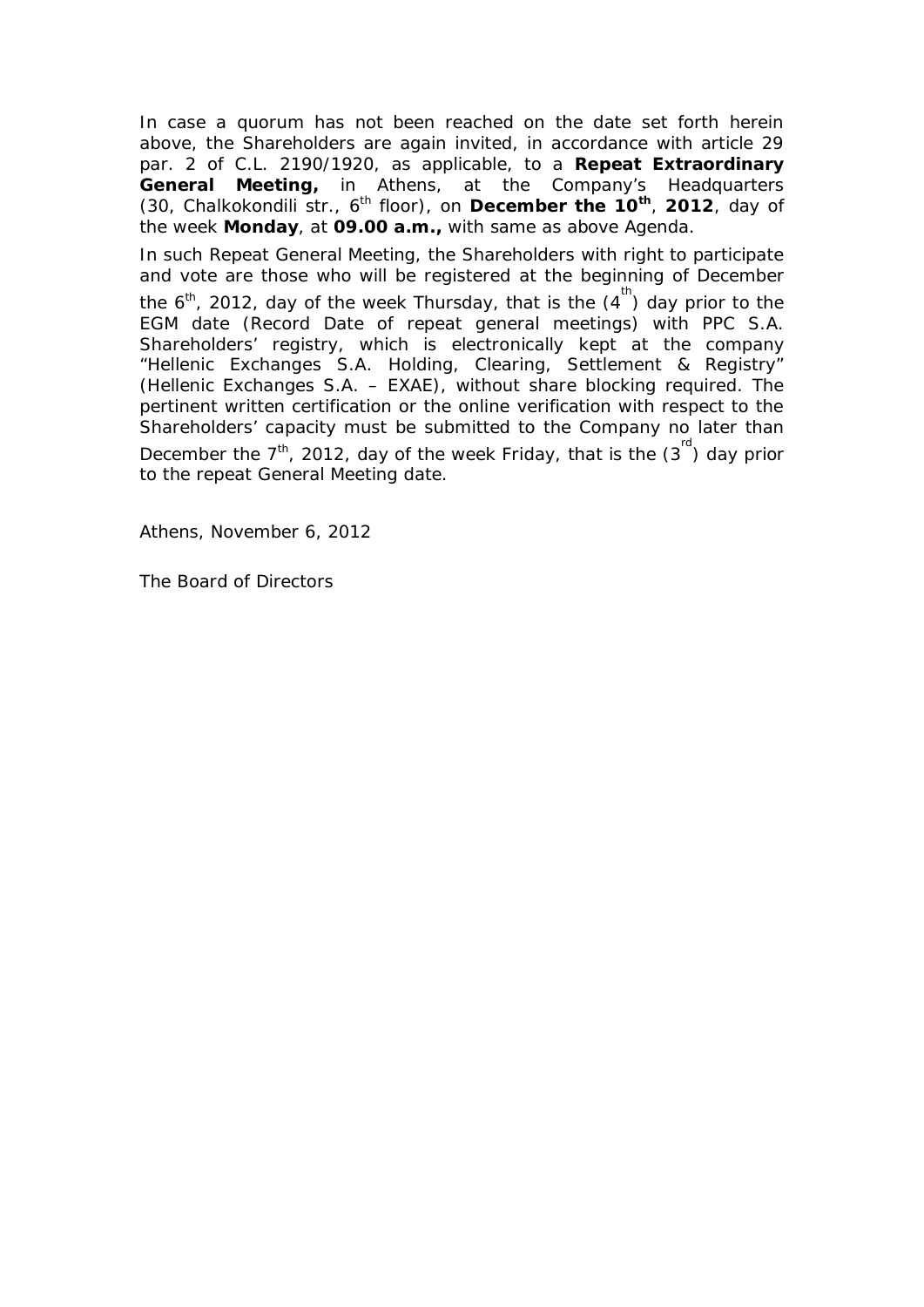In case a quorum has not been reached on the date set forth herein above, the Shareholders are again invited, in accordance with article 29 par. 2 of C.L. 2190/1920, as applicable, to a **Repeat Extraordinary General Meeting,** in Athens, at the Company's Headquarters (30, Chalkokondili str., 6th floor), on **December the 10th**, **2012**, day of the week **Monday**, at **09.00 a.m.,** with same as above Agenda.

In such Repeat General Meeting, the Shareholders with right to participate and vote are those who will be registered at the beginning of December the 6th, 2012, day of the week Thursday, that is the (4th) day prior to the EGM date (Record Date of repeat general meetings) with PPC S.A. Shareholders' registry, which is electronically kept at the company "Hellenic Exchanges S.A. Holding, Clearing, Settlement & Registry" (Hellenic Exchanges S.A. – EXAE), without share blocking required. The pertinent written certification or the online verification with respect to the Shareholders' capacity must be submitted to the Company no later than December the 7th, 2012, day of the week Friday, that is the (3rd) day prior to the repeat General Meeting date.

Athens, November 6, 2012

The Board of Directors